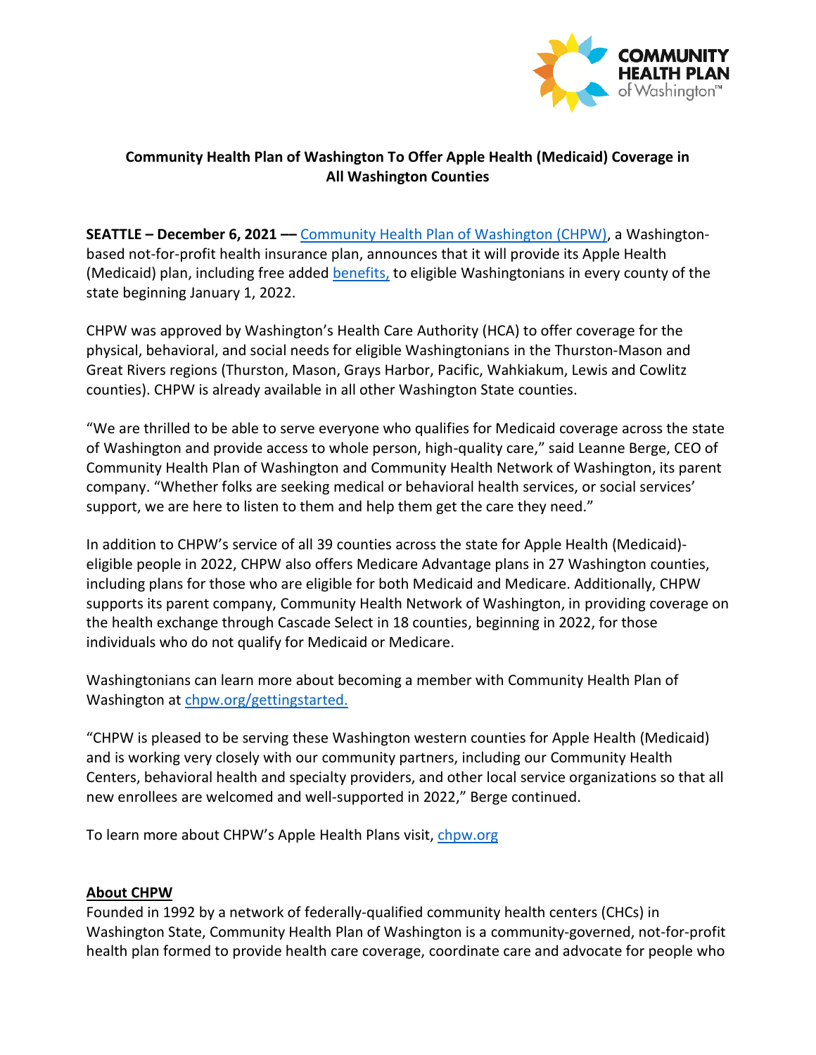**Community Health Plan of Washington To Offer Apple Health (Medicaid) Coverage in All Washington Counties**

**SEATTLE – December 6, 2021 ––** [Community Health Plan of Washington (CHPW)](), a Washington-based not-for-profit health insurance plan, announces that it will provide its Apple Health (Medicaid) plan, including free added [benefits,]() to eligible Washingtonians in every county of the state beginning January 1, 2022.

CHPW was approved by Washington's Health Care Authority (HCA) to offer coverage for the physical, behavioral, and social needs for eligible Washingtonians in the Thurston-Mason and Great Rivers regions (Thurston, Mason, Grays Harbor, Pacific, Wahkiakum, Lewis and Cowlitz counties). CHPW is already available in all other Washington State counties.

"We are thrilled to be able to serve everyone who qualifies for Medicaid coverage across the state of Washington and provide access to whole person, high-quality care," said Leanne Berge, CEO of Community Health Plan of Washington and Community Health Network of Washington, its parent company. "Whether folks are seeking medical or behavioral health services, or social services' support, we are here to listen to them and help them get the care they need."

In addition to CHPW's service of all 39 counties across the state for Apple Health (Medicaid)-eligible people in 2022, CHPW also offers Medicare Advantage plans in 27 Washington counties, including plans for those who are eligible for both Medicaid and Medicare. Additionally, CHPW supports its parent company, Community Health Network of Washington, in providing coverage on the health exchange through Cascade Select in 18 counties, beginning in 2022, for those individuals who do not qualify for Medicaid or Medicare.

Washingtonians can learn more about becoming a member with Community Health Plan of Washington at [chpw.org/gettingstarted.]()

"CHPW is pleased to be serving these Washington western counties for Apple Health (Medicaid) and is working very closely with our community partners, including our Community Health Centers, behavioral health and specialty providers, and other local service organizations so that all new enrollees are welcomed and well-supported in 2022," Berge continued.

To learn more about CHPW's Apple Health Plans visit, [chpw.org]()

**About CHPW**

Founded in 1992 by a network of federally-qualified community health centers (CHCs) in Washington State, Community Health Plan of Washington is a community-governed, not-for-profit health plan formed to provide health care coverage, coordinate care and advocate for people who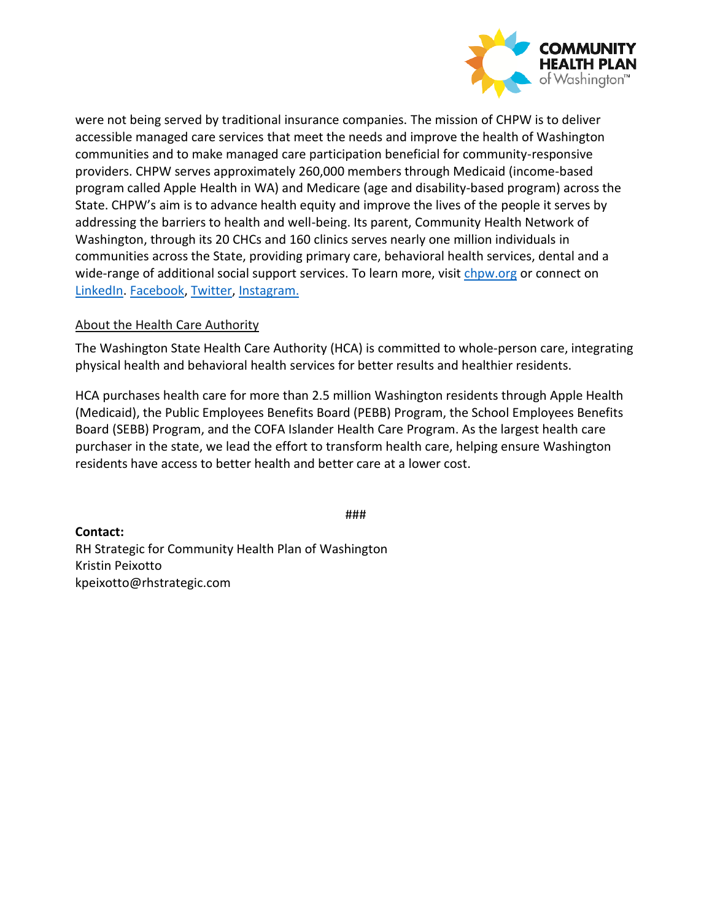were not being served by traditional insurance companies. The mission of CHPW is to deliver accessible managed care services that meet the needs and improve the health of Washington communities and to make managed care participation beneficial for community-responsive providers. CHPW serves approximately 260,000 members through Medicaid (income-based program called Apple Health in WA) and Medicare (age and disability-based program) across the State. CHPW's aim is to advance health equity and improve the lives of the people it serves by addressing the barriers to health and well-being. Its parent, Community Health Network of Washington, through its 20 CHCs and 160 clinics serves nearly one million individuals in communities across the State, providing primary care, behavioral health services, dental and a wide-range of additional social support services. To learn more, visit chpw.org or connect on LinkedIn. Facebook, Twitter, Instagram.

About the Health Care Authority

The Washington State Health Care Authority (HCA) is committed to whole-person care, integrating physical health and behavioral health services for better results and healthier residents.

HCA purchases health care for more than 2.5 million Washington residents through Apple Health (Medicaid), the Public Employees Benefits Board (PEBB) Program, the School Employees Benefits Board (SEBB) Program, and the COFA Islander Health Care Program. As the largest health care purchaser in the state, we lead the effort to transform health care, helping ensure Washington residents have access to better health and better care at a lower cost.

###

**Contact:**
RH Strategic for Community Health Plan of Washington
Kristin Peixotto
kpeixotto@rhstrategic.com